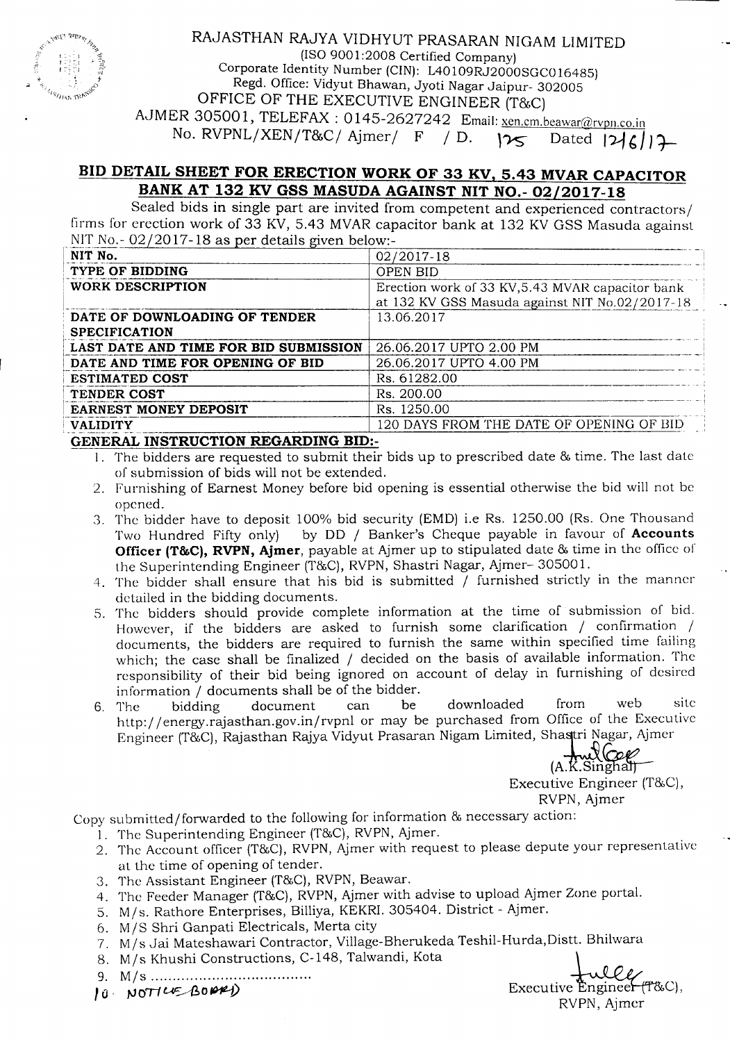# RAJASTHAN RAJYA VIDHYUT PRASARAN NIGAM LIMITED

(ISO 9001:2008 Certified Company)
Corporate Identity Number (CIN): L40109RJ2000SGC016485)
Regd. Office: Vidyut Bhawan, Jyoti Nagar Jaipur- 302005
OFFICE OF THE EXECUTIVE ENGINEER (T&C)
AJMER 305001, TELEFAX : 0145-2627242 Email: xen.cm.beawar@rvpn.co.in
No. RVPNL/XEN/T&C/ Ajmer/ F / D. 125 Dated 12/6/17

## BID DETAIL SHEET FOR ERECTION WORK OF 33 KV, 5.43 MVAR CAPACITOR BANK AT 132 KV GSS MASUDA AGAINST NIT NO.- 02/2017-18

Sealed bids in single part are invited from competent and experienced contractors/ firms for erection work of 33 KV, 5.43 MVAR capacitor bank at 132 KV GSS Masuda against NIT No.- 02/2017-18 as per details given below:-

| NIT No. | 02/2017-18 |
|---|---|
| TYPE OF BIDDING | OPEN BID |
| WORK DESCRIPTION | Erection work of 33 KV,5.43 MVAR capacitor bank at 132 KV GSS Masuda against NIT No.02/2017-18 |
| DATE OF DOWNLOADING OF TENDER SPECIFICATION | 13.06.2017 |
| LAST DATE AND TIME FOR BID SUBMISSION | 26.06.2017 UPTO 2.00 PM |
| DATE AND TIME FOR OPENING OF BID | 26.06.2017 UPTO 4.00 PM |
| ESTIMATED COST | Rs. 61282.00 |
| TENDER COST | Rs. 200.00 |
| EARNEST MONEY DEPOSIT | Rs. 1250.00 |
| VALIDITY | 120 DAYS FROM THE DATE OF OPENING OF BID |

### GENERAL INSTRUCTION REGARDING BID:-

1. The bidders are requested to submit their bids up to prescribed date & time. The last date of submission of bids will not be extended.
2. Furnishing of Earnest Money before bid opening is essential otherwise the bid will not be opened.
3. The bidder have to deposit 100% bid security (EMD) i.e Rs. 1250.00 (Rs. One Thousand Two Hundred Fifty only) by DD / Banker's Cheque payable in favour of **Accounts Officer (T&C), RVPN, Ajmer**, payable at Ajmer up to stipulated date & time in the office of the Superintending Engineer (T&C), RVPN, Shastri Nagar, Ajmer- 305001.
4. The bidder shall ensure that his bid is submitted / furnished strictly in the manner detailed in the bidding documents.
5. The bidders should provide complete information at the time of submission of bid. However, if the bidders are asked to furnish some clarification / confirmation / documents, the bidders are required to furnish the same within specified time failing which; the case shall be finalized / decided on the basis of available information. The responsibility of their bid being ignored on account of delay in furnishing of desired information / documents shall be of the bidder.
6. The bidding document can be downloaded from web site http://energy.rajasthan.gov.in/rvpnl or may be purchased from Office of the Executive Engineer (T&C), Rajasthan Rajya Vidyut Prasaran Nigam Limited, Shastri Nagar, Ajmer

(A.K.Singhal)
Executive Engineer (T&C),
RVPN, Ajmer

Copy submitted/forwarded to the following for information & necessary action:

1. The Superintending Engineer (T&C), RVPN, Ajmer.
2. The Account officer (T&C), RVPN, Ajmer with request to please depute your representative at the time of opening of tender.
3. The Assistant Engineer (T&C), RVPN, Beawar.
4. The Feeder Manager (T&C), RVPN, Ajmer with advise to upload Ajmer Zone portal.
5. M/s. Rathore Enterprises, Billiya, KEKRI. 305404. District - Ajmer.
6. M/S Shri Ganpati Electricals, Merta city
7. M/s Jai Mateshawari Contractor, Village-Bherukeda Teshil-Hurda,Distt. Bhilwara
8. M/s Khushi Constructions, C-148, Talwandi, Kota
9. M/s ......................................
10. NOTICE BOARD

Executive Engineer (T&C),
RVPN, Ajmer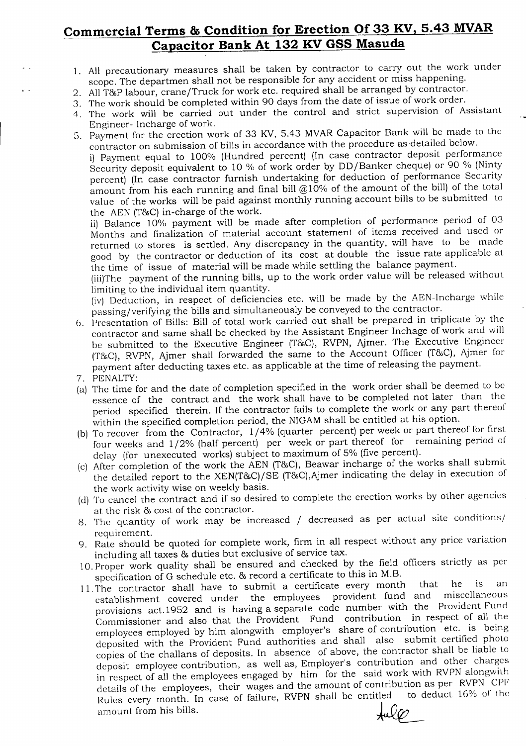# Commercial Terms & Condition for Erection Of 33 KV, 5.43 MVAR Capacitor Bank At 132 KV GSS Masuda

1. All precautionary measures shall be taken by contractor to carry out the work under scope. The departmen shall not be responsible for any accident or miss happening.
2. All T&P labour, crane/Truck for work etc. required shall be arranged by contractor.
3. The work should be completed within 90 days from the date of issue of work order.
4. The work will be carried out under the control and strict supervision of Assistant Engineer- Incharge of work.
5. Payment for the erection work of 33 KV, 5.43 MVAR Capacitor Bank will be made to the contractor on submission of bills in accordance with the procedure as detailed below.

   i) Payment equal to 100% (Hundred percent) (In case contractor deposit performance Security deposit equivalent to 10 % of work order by DD/Banker cheque) or 90 % (Ninty percent) (In case contractor furnish undertaking for deduction of performance Security amount from his each running and final bill @10% of the amount of the bill) of the total value of the works will be paid against monthly running account bills to be submitted to the AEN (T&C) in-charge of the work.

   ii) Balance 10% payment will be made after completion of performance period of 03 Months and finalization of material account statement of items received and used or returned to stores is settled. Any discrepancy in the quantity, will have to be made good by the contractor or deduction of its cost at double the issue rate applicable at the time of issue of material will be made while settling the balance payment.

   (iii)The payment of the running bills, up to the work order value will be released without limiting to the individual item quantity.

   (iv) Deduction, in respect of deficiencies etc. will be made by the AEN-Incharge while passing/verifying the bills and simultaneously be conveyed to the contractor.
6. Presentation of Bills: Bill of total work carried out shall be prepared in triplicate by the contractor and same shall be checked by the Assistant Engineer Inchage of work and will be submitted to the Executive Engineer (T&C), RVPN, Ajmer. The Executive Engineer (T&C), RVPN, Ajmer shall forwarded the same to the Account Officer (T&C), Ajmer for payment after deducting taxes etc. as applicable at the time of releasing the payment.
7. PENALTY:

(a) The time for and the date of completion specified in the work order shall be deemed to be essence of the contract and the work shall have to be completed not later than the period specified therein. If the contractor fails to complete the work or any part thereof within the specified completion period, the NIGAM shall be entitled at his option.

(b) To recover from the Contractor, 1/4% (quarter percent) per week or part thereof for first four weeks and 1/2% (half percent) per week or part thereof for remaining period of delay (for unexecuted works) subject to maximum of 5% (five percent).

(c) After completion of the work the AEN (T&C), Beawar incharge of the works shall submit the detailed report to the XEN(T&C)/SE (T&C),Ajmer indicating the delay in execution of the work activity wise on weekly basis.

(d) To cancel the contract and if so desired to complete the erection works by other agencies at the risk & cost of the contractor.

8. The quantity of work may be increased / decreased as per actual site conditions/ requirement.
9. Rate should be quoted for complete work, firm in all respect without any price variation including all taxes & duties but exclusive of service tax.
10. Proper work quality shall be ensured and checked by the field officers strictly as per specification of G schedule etc. & record a certificate to this in M.B.
11. The contractor shall have to submit a certificate every month that he is an establishment covered under the employees provident fund and miscellaneous provisions act.1952 and is having a separate code number with the Provident Fund Commissioner and also that the Provident Fund contribution in respect of all the employees employed by him alongwith employer's share of contribution etc. is being deposited with the Provident Fund authorities and shall also submit certified photo copies of the challans of deposits. In absence of above, the contractor shall be liable to deposit employee contribution, as well as, Employer's contribution and other charges in respect of all the employees engaged by him for the said work with RVPN alongwith details of the employees, their wages and the amount of contribution as per RVPN CPF Rules every month. In case of failure, RVPN shall be entitled to deduct 16% of the amount from his bills.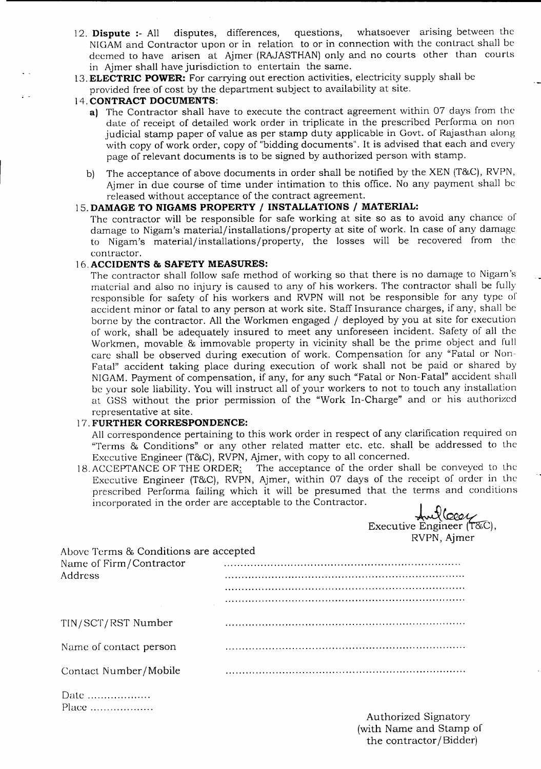12. **Dispute :-** All disputes, differences, questions, whatsoever arising between the NIGAM and Contractor upon or in relation to or in connection with the contract shall be deemed to have arisen at Ajmer (RAJASTHAN) only and no courts other than courts in Ajmer shall have jurisdiction to entertain the same.

13. **ELECTRIC POWER:** For carrying out erection activities, electricity supply shall be provided free of cost by the department subject to availability at site.

14. **CONTRACT DOCUMENTS**:

    **a)** The Contractor shall have to execute the contract agreement within 07 days from the date of receipt of detailed work order in triplicate in the prescribed Performa on non judicial stamp paper of value as per stamp duty applicable in Govt. of Rajasthan along with copy of work order, copy of "bidding documents". It is advised that each and every page of relevant documents is to be signed by authorized person with stamp.

    b) The acceptance of above documents in order shall be notified by the XEN (T&C), RVPN, Ajmer in due course of time under intimation to this office. No any payment shall be released without acceptance of the contract agreement.

15. **DAMAGE TO NIGAMS PROPERTY / INSTALLATIONS / MATERIAL:**
    The contractor will be responsible for safe working at site so as to avoid any chance of damage to Nigam's material/installations/property at site of work. In case of any damage to Nigam's material/installations/property, the losses will be recovered from the contractor.

16. **ACCIDENTS & SAFETY MEASURES:**
    The contractor shall follow safe method of working so that there is no damage to Nigam's material and also no injury is caused to any of his workers. The contractor shall be fully responsible for safety of his workers and RVPN will not be responsible for any type of accident minor or fatal to any person at work site. Staff Insurance charges, if any, shall be borne by the contractor. All the Workmen engaged / deployed by you at site for execution of work, shall be adequately insured to meet any unforeseen incident. Safety of all the Workmen, movable & immovable property in vicinity shall be the prime object and full care shall be observed during execution of work. Compensation for any "Fatal or Non-Fatal" accident taking place during execution of work shall not be paid or shared by NIGAM. Payment of compensation, if any, for any such "Fatal or Non-Fatal" accident shall be your sole liability. You will instruct all of your workers to not to touch any installation at GSS without the prior permission of the "Work In-Charge" and or his authorized representative at site.

17. **FURTHER CORRESPONDENCE:**
    All correspondence pertaining to this work order in respect of any clarification required on "Terms & Conditions" or any other related matter etc. etc. shall be addressed to the Executive Engineer (T&C), RVPN, Ajmer, with copy to all concerned.

18. ACCEPTANCE OF THE ORDER: The acceptance of the order shall be conveyed to the Executive Engineer (T&C), RVPN, Ajmer, within 07 days of the receipt of order in the prescribed Performa failing which it will be presumed that the terms and conditions incorporated in the order are acceptable to the Contractor.

Executive Engineer (T&C),
RVPN, Ajmer

Above Terms & Conditions are accepted

Name of Firm/Contractor ..........................................

Address ..........................................

..........................................

..........................................

TIN/SCT/RST Number ..........................................

Name of contact person ..........................................

Contact Number/Mobile ..........................................

Date ..................

Place ..................

Authorized Signatory
(with Name and Stamp of the contractor/Bidder)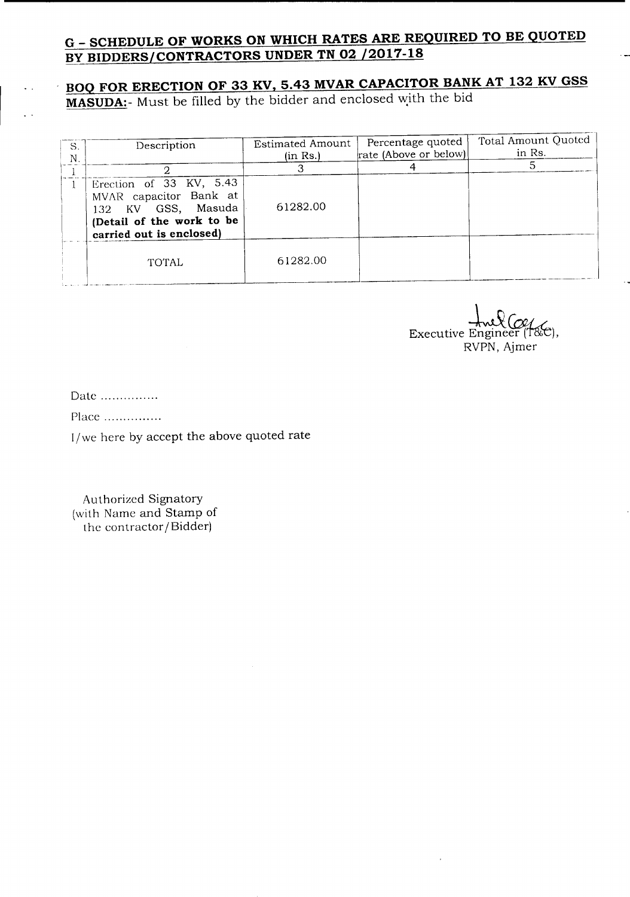## G – SCHEDULE OF WORKS ON WHICH RATES ARE REQUIRED TO BE QUOTED BY BIDDERS/CONTRACTORS UNDER TN 02 /2017-18

## BOQ FOR ERECTION OF 33 KV, 5.43 MVAR CAPACITOR BANK AT 132 KV GSS MASUDA:- Must be filled by the bidder and enclosed with the bid

| S. N. | Description | Estimated Amount (in Rs.) | Percentage quoted rate (Above or below) | Total Amount Quoted in Rs. |
|---|---|---|---|---|
| 1 | 2 | 3 | 4 | 5 |
| 1 | Erection of 33 KV, 5.43 MVAR capacitor Bank at 132 KV GSS, Masuda **(Detail of the work to be carried out is enclosed)** | 61282.00 | | |
| | TOTAL | 61282.00 | | |

Executive Engineer (T&C),
RVPN, Ajmer

Date ...............

Place ...............

I/we here by accept the above quoted rate

Authorized Signatory
(with Name and Stamp of the contractor/Bidder)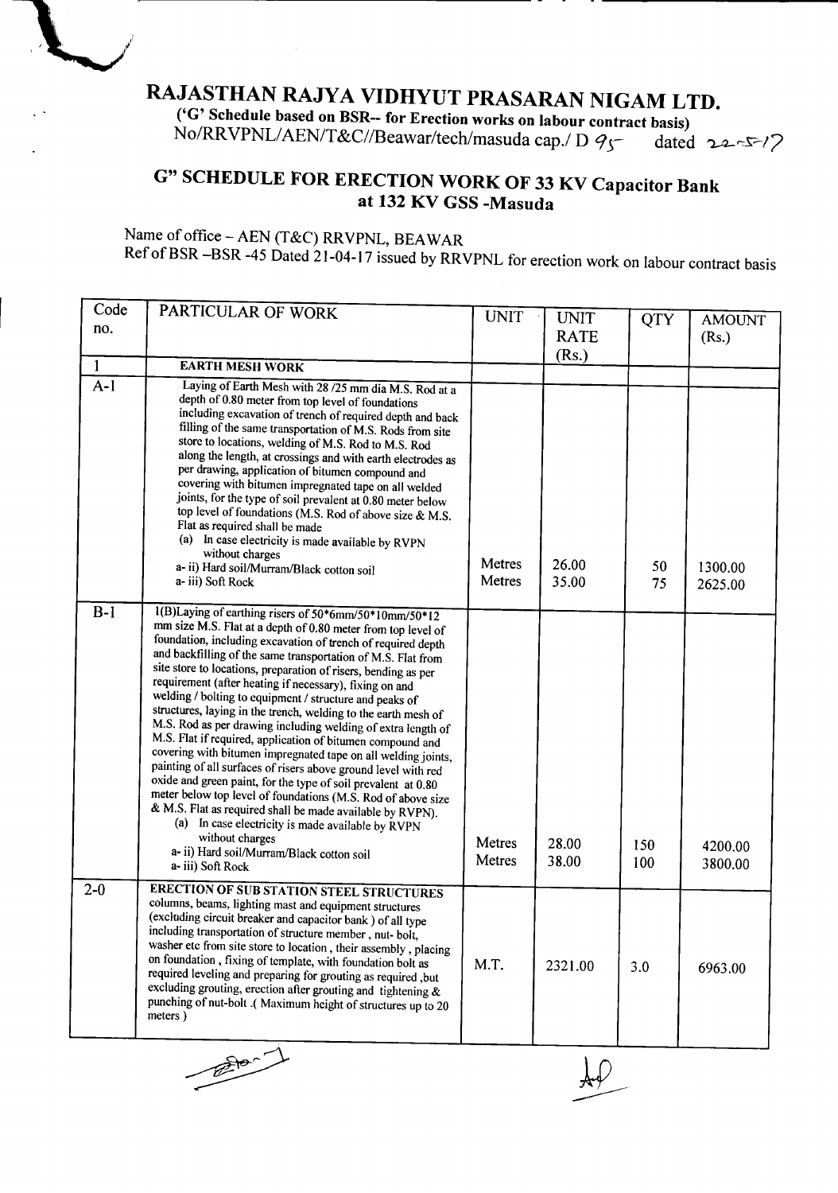# RAJASTHAN RAJYA VIDHYUT PRASARAN NIGAM LTD.

**('G' Schedule based on BSR-- for Erection works on labour contract basis)**
No/RRVPNL/AEN/T&C//Beawar/tech/masuda cap./ D 95 dated 22-5-17

## G" SCHEDULE FOR ERECTION WORK OF 33 KV Capacitor Bank at 132 KV GSS -Masuda

Name of office – AEN (T&C) RRVPNL, BEAWAR
Ref of BSR –BSR -45 Dated 21-04-17 issued by RRVPNL for erection work on labour contract basis

| Code no. | PARTICULAR OF WORK | UNIT | UNIT RATE (Rs.) | QTY | AMOUNT (Rs.) |
|---|---|---|---|---|---|
| 1 | **EARTH MESH WORK** | | | | |
| A-1 | Laying of Earth Mesh with 28 /25 mm dia M.S. Rod at a depth of 0.80 meter from top level of foundations including excavation of trench of required depth and back filling of the same transportation of M.S. Rods from site store to locations, welding of M.S. Rod to M.S. Rod along the length, at crossings and with earth electrodes as per drawing, application of bitumen compound and covering with bitumen impregnated tape on all welded joints, for the type of soil prevalent at 0.80 meter below top level of foundations (M.S. Rod of above size & M.S. Flat as required shall be made<br>(a) In case electricity is made available by RVPN without charges<br>a- ii) Hard soil/Murram/Black cotton soil<br>a- iii) Soft Rock | <br>Metres<br>Metres | <br>26.00<br>35.00 | <br>50<br>75 | <br>1300.00<br>2625.00 |
| B-1 | 1(B)Laying of earthing risers of 50*6mm/50*10mm/50*12 mm size M.S. Flat at a depth of 0.80 meter from top level of foundation, including excavation of trench of required depth and backfilling of the same transportation of M.S. Flat from site store to locations, preparation of risers, bending as per requirement (after heating if necessary), fixing on and welding / bolting to equipment / structure and peaks of structures, laying in the trench, welding to the earth mesh of M.S. Rod as per drawing including welding of extra length of M.S. Flat if required, application of bitumen compound and covering with bitumen impregnated tape on all welding joints, painting of all surfaces of risers above ground level with red oxide and green paint, for the type of soil prevalent at 0.80 meter below top level of foundations (M.S. Rod of above size & M.S. Flat as required shall be made available by RVPN).<br>(a) In case electricity is made available by RVPN without charges<br>a- ii) Hard soil/Murram/Black cotton soil<br>a- iii) Soft Rock | <br>Metres<br>Metres | <br>28.00<br>38.00 | <br>150<br>100 | <br>4200.00<br>3800.00 |
| 2-0 | **ERECTION OF SUB STATION STEEL STRUCTURES** columns, beams, lighting mast and equipment structures (excluding circuit breaker and capacitor bank ) of all type including transportation of structure member , nut- bolt, washer etc from site store to location , their assembly , placing on foundation , fixing of template, with foundation bolt as required leveling and preparing for grouting as required ,but excluding grouting, erection after grouting and tightening & punching of nut-bolt .( Maximum height of structures up to 20 meters ) | M.T. | 2321.00 | 3.0 | 6963.00 |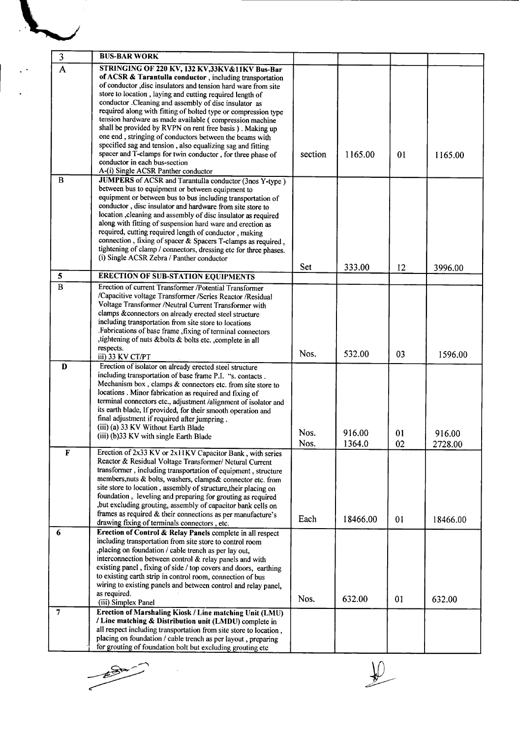| 3 | **BUS-BAR WORK** | | | | |
|---|---|---|---|---|---|
| A | **STRINGING OF 220 KV, 132 KV,33KV&11KV Bus-Bar of ACSR & Tarantulla conductor**, including transportation of conductor ,disc insulators and tension hard ware from site store to location , laying and cutting required length of conductor .Cleaning and assembly of disc insulator as required along with fitting of bolted type or compression type tension hardware as made available ( compression machine shall be provided by RVPN on rent free basis ) . Making up one end , stringing of conductors between the beams with specified sag and tension , also equalizing sag and fitting spacer and T-clamps for twin conductor , for three phase of conductor in each bus-section<br>A-(i) Single ACSR Panther conductor | section | 1165.00 | 01 | 1165.00 |
| B | **JUMPERS** of ACSR and Tarantulla conductor (3nos Y-type ) between bus to equipment or between equipment to equipment or between bus to bus including transportation of conductor , disc insulator and hardware from site store to location ,cleaning and assembly of disc insulator as required along with fitting of suspension hard ware and erection as required, cutting required length of conductor , making connection , fixing of spacer & Spacers T-clamps as required , tightening of clamp / connectors, dressing etc for three phases.<br>(i) Single ACSR Zebra / Panther conductor | Set | 333.00 | 12 | 3996.00 |
| 5 | **ERECTION OF SUB-STATION EQUIPMENTS** | | | | |
| B | Erection of current Transformer /Potential Transformer /Capacitive voltage Transformer /Series Reactor /Residual Voltage Transformer /Neutral Current Transformer with clamps &connectors on already erected steel structure including transportation from site store to locations .Fabrications of base frame ,fixing of terminal connectors ,tightening of nuts &bolts & bolts etc. ,complete in all respects.<br>iii) 33 KV CT/PT | Nos. | 532.00 | 03 | 1596.00 |
| D | Erection of isolator on already erected steel structure including transportation of base frame P.I. "s. contacts . Mechanism box , clamps & connectors etc. from site store to locations . Minor fabrication as required and fixing of terminal connectors etc., adjustment /alignment of isolator and its earth blade, If provided, for their smooth operation and final adjustment if required after jumpring .<br>(iii) (a) 33 KV Without Earth Blade<br>(iii) (b)33 KV with single Earth Blade | Nos.<br>Nos. | 916.00<br>1364.0 | 01<br>02 | 916.00<br>2728.00 |
| F | Erection of 2x33 KV or 2x11KV Capacitor Bank , with series Reactor & Residual Voltage Transformer/ Netural Current transformer , including transportation of equipment , structure members,nuts & bolts, washers, clamps& connector etc. from site store to location , assembly of structure,their placing on foundation , leveling and preparing for grouting as required ,but excluding grouting, assembly of capacitor bank cells on frames as required & their connections as per manufacture's drawing fixing of terminals connectors , etc. | Each | 18466.00 | 01 | 18466.00 |
| 6 | **Erection of Control & Relay Panels** complete in all respect including transportation from site store to control room ,placing on foundation / cable trench as per lay out, interconnection between control & relay panels and with existing panel , fixing of side / top covers and doors, earthing to existing earth strip in control room, connection of bus wiring to existing panels and between control and relay panel, as required.<br>(iii) Simplex Panel | Nos. | 632.00 | 01 | 632.00 |
| 7 | **Erection of Marshaling Kiosk / Line matching Unit (LMU) / Line matching & Distribution unit (LMDU)** complete in all respect including transportation from site store to location , placing on foundation / cable trench as per layout , preparing for grouting of foundation bolt but excluding grouting etc | | | | |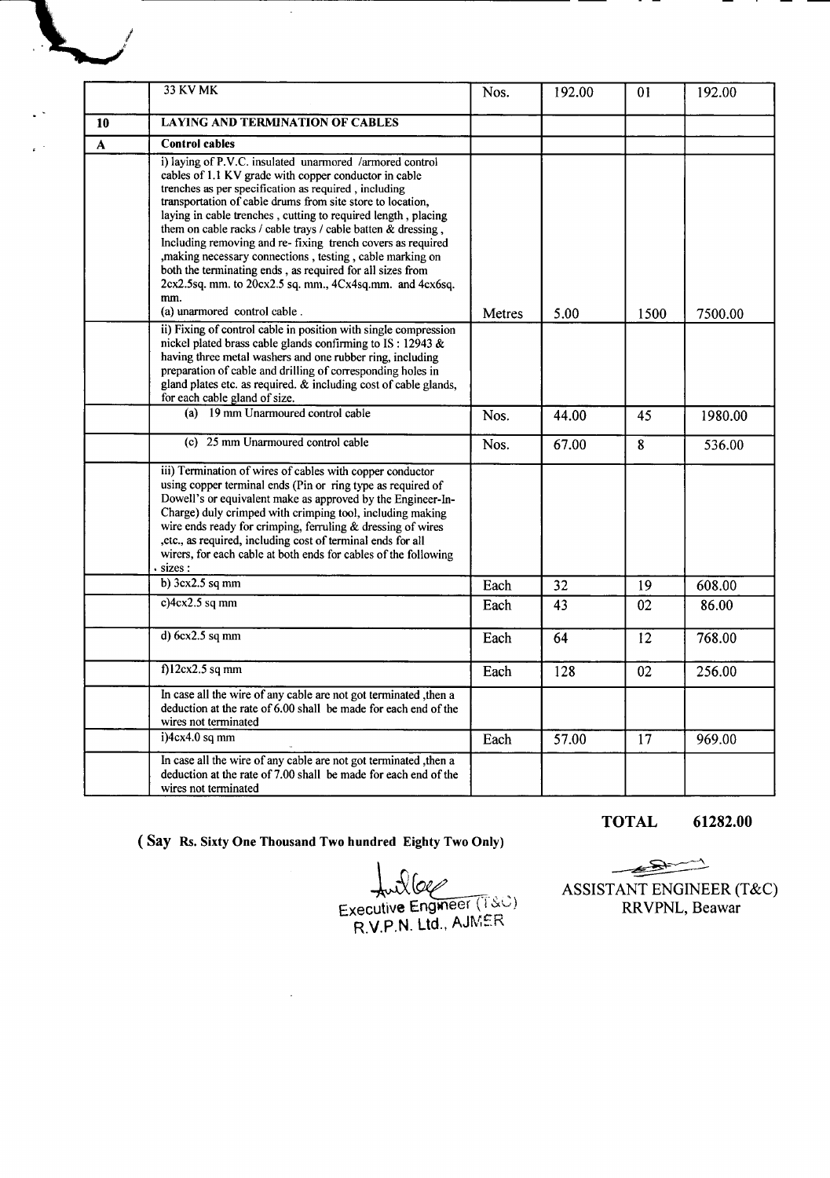| | | | | | |
|---|---|---|---|---|---|
| | 33 KV MK | Nos. | 192.00 | 01 | 192.00 |
| **10** | **LAYING AND TERMINATION OF CABLES** | | | | |
| **A** | **Control cables** | | | | |
| | i) laying of P.V.C. insulated unarmored /armored control cables of 1.1 KV grade with copper conductor in cable trenches as per specification as required , including transportation of cable drums from site store to location, laying in cable trenches , cutting to required length , placing them on cable racks / cable trays / cable batten & dressing , Including removing and re- fixing trench covers as required ,making necessary connections , testing , cable marking on both the terminating ends , as required for all sizes from 2cx2.5sq. mm. to 20cx2.5 sq. mm., 4Cx4sq.mm. and 4cx6sq. mm.<br>(a) unarmored control cable . | Metres | 5.00 | 1500 | 7500.00 |
| | ii) Fixing of control cable in position with single compression nickel plated brass cable glands confirming to IS : 12943 & having three metal washers and one rubber ring, including preparation of cable and drilling of corresponding holes in gland plates etc. as required. & including cost of cable glands, for each cable gland of size. | | | | |
| | (a) 19 mm Unarmoured control cable | Nos. | 44.00 | 45 | 1980.00 |
| | (c) 25 mm Unarmoured control cable | Nos. | 67.00 | 8 | 536.00 |
| | iii) Termination of wires of cables with copper conductor using copper terminal ends (Pin or ring type as required of Dowell's or equivalent make as approved by the Engineer-In-Charge) duly crimped with crimping tool, including making wire ends ready for crimping, ferruling & dressing of wires ,etc., as required, including cost of terminal ends for all wirers, for each cable at both ends for cables of the following sizes : | | | | |
| | b) 3cx2.5 sq mm | Each | 32 | 19 | 608.00 |
| | c)4cx2.5 sq mm | Each | 43 | 02 | 86.00 |
| | d) 6cx2.5 sq mm | Each | 64 | 12 | 768.00 |
| | f)12cx2.5 sq mm | Each | 128 | 02 | 256.00 |
| | In case all the wire of any cable are not got terminated ,then a deduction at the rate of 6.00 shall be made for each end of the wires not terminated | | | | |
| | i)4cx4.0 sq mm | Each | 57.00 | 17 | 969.00 |
| | In case all the wire of any cable are not got terminated ,then a deduction at the rate of 7.00 shall be made for each end of the wires not terminated | | | | |

**TOTAL 61282.00**

( Say **Rs. Sixty One Thousand Two hundred Eighty Two Only)**

Executive Engineer (T&C)
R.V.P.N. Ltd., AJMER

ASSISTANT ENGINEER (T&C)
RRVPNL, Beawar